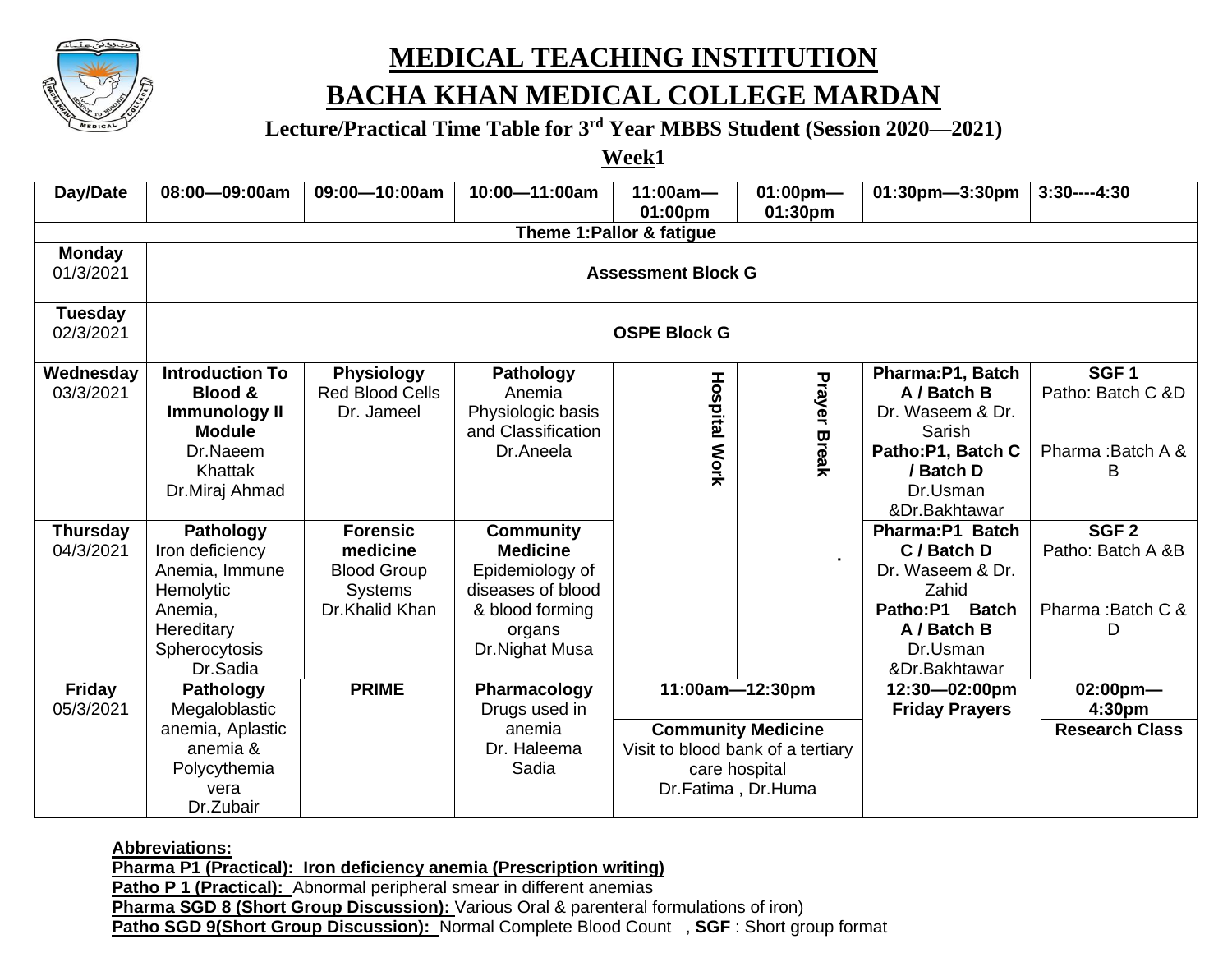# MEDICAL TEACHING INSTITUTION

# BACHA KHAN MEDICAL COLLEGE MARDAN

### Lecture/Practical Time Table for 3rd Year MBBS Student (Session 2020—2021)

### Week1

| Day/Date | 08:00—09:00am | 09:00—10:00am | 10:00—11:00am | 11:00am—01:00pm | 01:00pm—01:30pm | 01:30pm—3:30pm | 3:30----4:30 |
|---|---|---|---|---|---|---|---|
| **Theme 1:Pallor & fatigue** | | | | | | | |
| **Monday** 01/3/2021 | **Assessment Block G** | | | | | | |
| **Tuesday** 02/3/2021 | **OSPE Block G** | | | | | | |
| **Wednesday** 03/3/2021 | **Introduction To Blood & Immunology II Module** Dr.Naeem Khattak Dr.Miraj Ahmad | **Physiology** Red Blood Cells Dr. Jameel | **Pathology** Anemia Physiologic basis and Classification Dr.Aneela | **Hospital Work** | **Prayer Break** | **Pharma:P1, Batch A / Batch B** Dr. Waseem & Dr. Sarish **Patho:P1, Batch C / Batch D** Dr.Usman &Dr.Bakhtawar | **SGF 1** Patho: Batch C &D Pharma :Batch A & B |
| **Thursday** 04/3/2021 | **Pathology** Iron deficiency Anemia, Immune Hemolytic Anemia, Hereditary Spherocytosis Dr.Sadia | **Forensic medicine** Blood Group Systems Dr.Khalid Khan | **Community Medicine** Epidemiology of diseases of blood & blood forming organs Dr.Nighat Musa | | . | **Pharma:P1 Batch C / Batch D** Dr. Waseem & Dr. Zahid **Patho:P1 Batch A / Batch B** Dr.Usman &Dr.Bakhtawar | **SGF 2** Patho: Batch A &B Pharma :Batch C & D |
| **Friday** 05/3/2021 | **Pathology** Megaloblastic anemia, Aplastic anemia & Polycythemia vera Dr.Zubair | **PRIME** | **Pharmacology** Drugs used in anemia Dr. Haleema Sadia | **11:00am—12:30pm** **Community Medicine** Visit to blood bank of a tertiary care hospital Dr.Fatima , Dr.Huma | | **12:30—02:00pm Friday Prayers** | **02:00pm—4:30pm** **Research Class** |

**Abbreviations:**

**Pharma P1 (Practical): Iron deficiency anemia (Prescription writing)**

**Patho P 1 (Practical):** Abnormal peripheral smear in different anemias

**Pharma SGD 8 (Short Group Discussion):** Various Oral & parenteral formulations of iron)

**Patho SGD 9(Short Group Discussion):** Normal Complete Blood Count , **SGF** : Short group format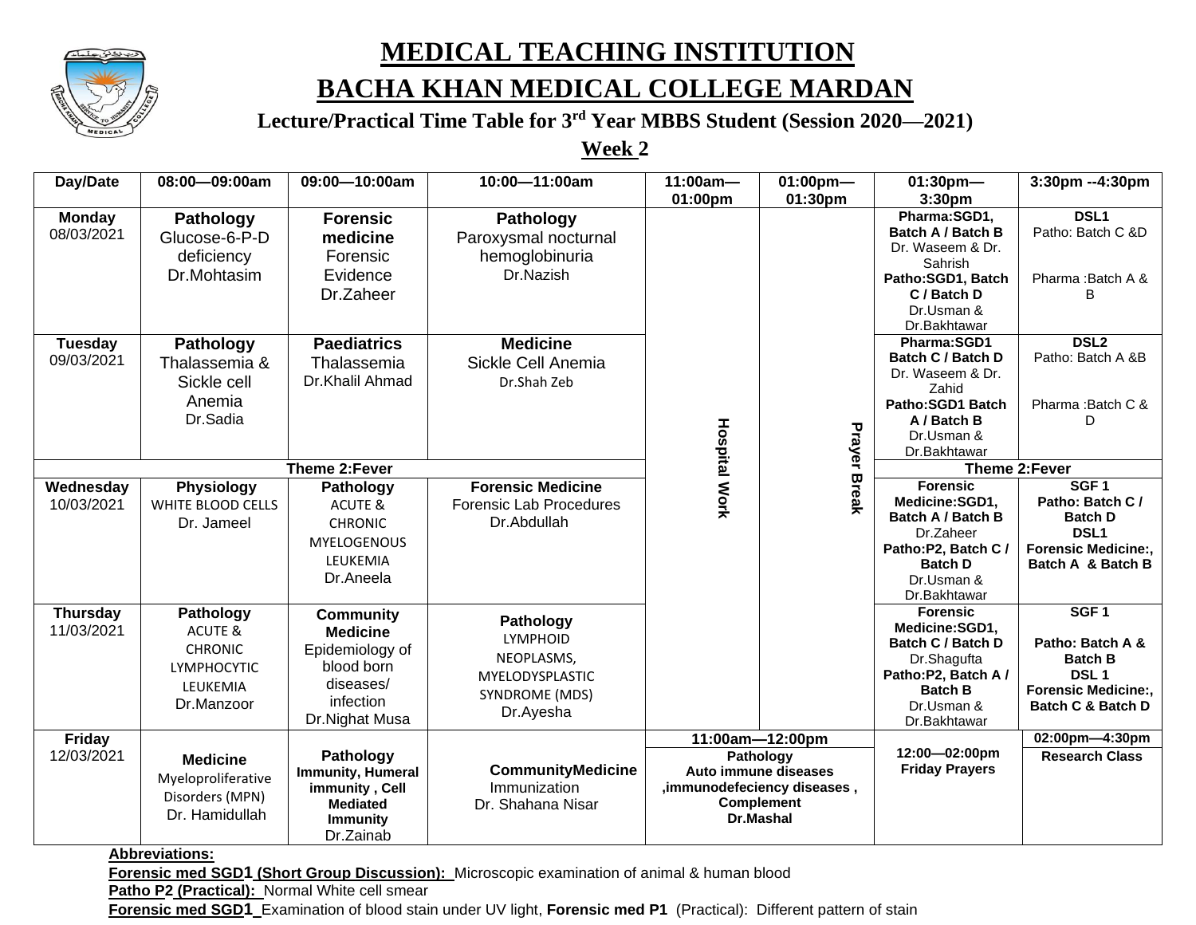# MEDICAL TEACHING INSTITUTION

# BACHA KHAN MEDICAL COLLEGE MARDAN

### Lecture/Practical Time Table for 3rd Year MBBS Student (Session 2020—2021)

### Week 2

| Day/Date | 08:00—09:00am | 09:00—10:00am | 10:00—11:00am | 11:00am—01:00pm | 01:00pm—01:30pm | 01:30pm—3:30pm | 3:30pm --4:30pm |
|---|---|---|---|---|---|---|---|
| **Monday** 08/03/2021 | **Pathology** Glucose-6-P-D deficiency Dr.Mohtasim | **Forensic medicine** Forensic Evidence Dr.Zaheer | **Pathology** Paroxysmal nocturnal hemoglobinuria Dr.Nazish | Hospital Work | Prayer Break | **Pharma:SGD1, Batch A / Batch B** Dr. Waseem & Dr. Sahrish **Patho:SGD1, Batch C / Batch D** Dr.Usman & Dr.Bakhtawar | **DSL1** Patho: Batch C &D Pharma :Batch A & B |
| **Tuesday** 09/03/2021 | **Pathology** Thalassemia & Sickle cell Anemia Dr.Sadia | **Paediatrics** Thalassemia Dr.Khalil Ahmad | **Medicine** Sickle Cell Anemia Dr.Shah Zeb | Hospital Work | Prayer Break | **Pharma:SGD1 Batch C / Batch D** Dr. Waseem & Dr. Zahid **Patho:SGD1 Batch A / Batch B** Dr.Usman & Dr.Bakhtawar | **DSL2** Patho: Batch A &B Pharma :Batch C & D |
| **Theme 2:Fever** | | | | Hospital Work | Prayer Break | **Theme 2:Fever** | |
| **Wednesday** 10/03/2021 | **Physiology** WHITE BLOOD CELLS Dr. Jameel | **Pathology** ACUTE & CHRONIC MYELOGENOUS LEUKEMIA Dr.Aneela | **Forensic Medicine** Forensic Lab Procedures Dr.Abdullah | Hospital Work | Prayer Break | **Forensic Medicine:SGD1, Batch A / Batch B** Dr.Zaheer **Patho:P2, Batch C / Batch D** Dr.Usman & Dr.Bakhtawar | **SGF 1 Patho: Batch C / Batch D DSL1 Forensic Medicine:, Batch A & Batch B** |
| **Thursday** 11/03/2021 | **Pathology** ACUTE & CHRONIC LYMPHOCYTIC LEUKEMIA Dr.Manzoor | **Community Medicine** Epidemiology of blood born diseases/ infection Dr.Nighat Musa | **Pathology** LYMPHOID NEOPLASMS, MYELODYSPLASTIC SYNDROME (MDS) Dr.Ayesha | Hospital Work | Prayer Break | **Forensic Medicine:SGD1, Batch C / Batch D** Dr.Shagufta **Patho:P2, Batch A / Batch B** Dr.Usman & Dr.Bakhtawar | **SGF 1 Patho: Batch A & Batch B DSL 1 Forensic Medicine:, Batch C & Batch D** |
| **Friday** 12/03/2021 | **Medicine** Myeloproliferative Disorders (MPN) Dr. Hamidullah | **Pathology** **Immunity, Humeral immunity , Cell Mediated Immunity** Dr.Zainab | **CommunityMedicine** Immunization Dr. Shahana Nisar | **11:00am—12:00pm** **Pathology Auto immune diseases ,immunodefeciency diseases , Complement Dr.Mashal** | | **12:00—02:00pm Friday Prayers** | **02:00pm—4:30pm** **Research Class** |

**Abbreviations:**

**Forensic med SGD1 (Short Group Discussion):** Microscopic examination of animal & human blood

**Patho P2 (Practical):** Normal White cell smear

**Forensic med SGD1** Examination of blood stain under UV light, **Forensic med P1** (Practical): Different pattern of stain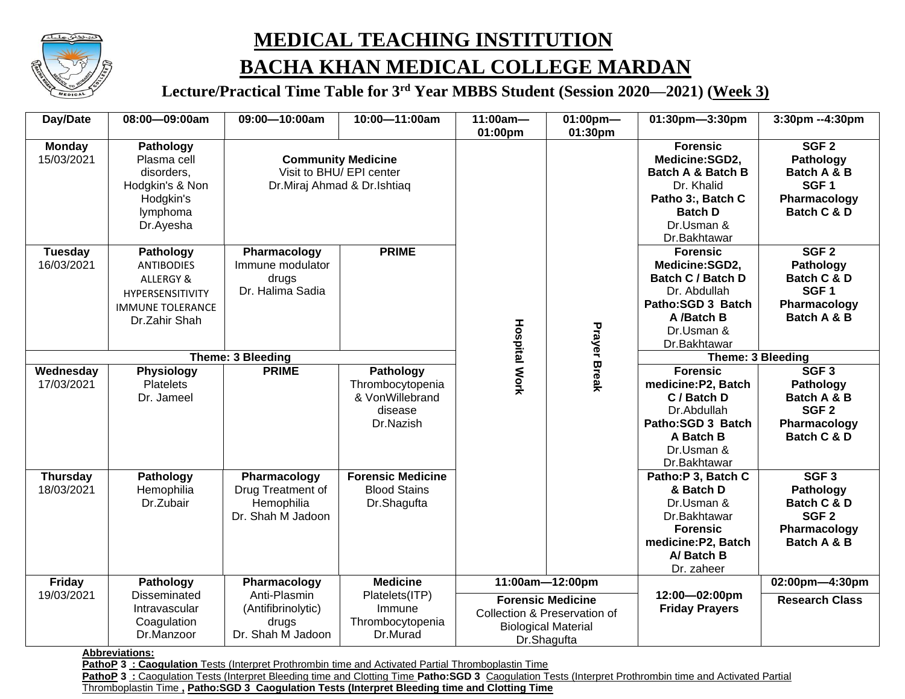# MEDICAL TEACHING INSTITUTION

# BACHA KHAN MEDICAL COLLEGE MARDAN

## Lecture/Practical Time Table for 3rd Year MBBS Student (Session 2020—2021) (Week 3)

| Day/Date | 08:00—09:00am | 09:00—10:00am | 10:00—11:00am | 11:00am—01:00pm | 01:00pm—01:30pm | 01:30pm—3:30pm | 3:30pm --4:30pm |
|---|---|---|---|---|---|---|---|
| **Monday** 15/03/2021 | **Pathology** Plasma cell disorders, Hodgkin's & Non Hodgkin's lymphoma Dr.Ayesha | **Community Medicine** Visit to BHU/ EPI center Dr.Miraj Ahmad & Dr.Ishtiaq | | **Hospital Work** | **Prayer Break** | **Forensic Medicine:SGD2, Batch A & Batch B** Dr. Khalid **Patho 3:, Batch C Batch D** Dr.Usman & Dr.Bakhtawar | **SGF 2 Pathology Batch A & B SGF 1 Pharmacology Batch C & D** |
| **Tuesday** 16/03/2021 | **Pathology** ANTIBODIES ALLERGY & HYPERSENSITIVITY IMMUNE TOLERANCE Dr.Zahir Shah | **Pharmacology** Immune modulator drugs Dr. Halima Sadia | **PRIME** | | | **Forensic Medicine:SGD2, Batch C / Batch D** Dr. Abdullah **Patho:SGD 3 Batch A /Batch B** Dr.Usman & Dr.Bakhtawar | **SGF 2 Pathology Batch C & D SGF 1 Pharmacology Batch A & B** |
| **Theme: 3 Bleeding** | | | | | | **Theme: 3 Bleeding** | |
| **Wednesday** 17/03/2021 | **Physiology** Platelets Dr. Jameel | **PRIME** | **Pathology** Thrombocytopenia & VonWillebrand disease Dr.Nazish | | | **Forensic medicine:P2, Batch C / Batch D** Dr.Abdullah **Patho:SGD 3 Batch A Batch B** Dr.Usman & Dr.Bakhtawar | **SGF 3 Pathology Batch A & B SGF 2 Pharmacology Batch C & D** |
| **Thursday** 18/03/2021 | **Pathology** Hemophilia Dr.Zubair | **Pharmacology** Drug Treatment of Hemophilia Dr. Shah M Jadoon | **Forensic Medicine** Blood Stains Dr.Shagufta | | | **Patho:P 3, Batch C & Batch D** Dr.Usman & Dr.Bakhtawar **Forensic medicine:P2, Batch A/ Batch B** Dr. zaheer | **SGF 3 Pathology Batch C & D SGF 2 Pharmacology Batch A & B** |
| **Friday** 19/03/2021 | **Pathology** Disseminated Intravascular Coagulation Dr.Manzoor | **Pharmacology** Anti-Plasmin (Antifibrinolytic) drugs Dr. Shah M Jadoon | **Medicine** Platelets(ITP) Immune Thrombocytopenia Dr.Murad | **11:00am—12:00pm** **Forensic Medicine** Collection & Preservation of Biological Material Dr.Shagufta | | **12:00—02:00pm Friday Prayers** | **02:00pm—4:30pm** **Research Class** |

**Abbreviations:**

**PathoP 3 : Caogulation** Tests (Interpret Prothrombin time and Activated Partial Thromboplastin Time

**PathoP 3** : Caogulation Tests (Interpret Bleeding time and Clotting Time **Patho:SGD 3** Caogulation Tests (Interpret Prothrombin time and Activated Partial Thromboplastin Time **, Patho:SGD 3 Caogulation Tests (Interpret Bleeding time and Clotting Time**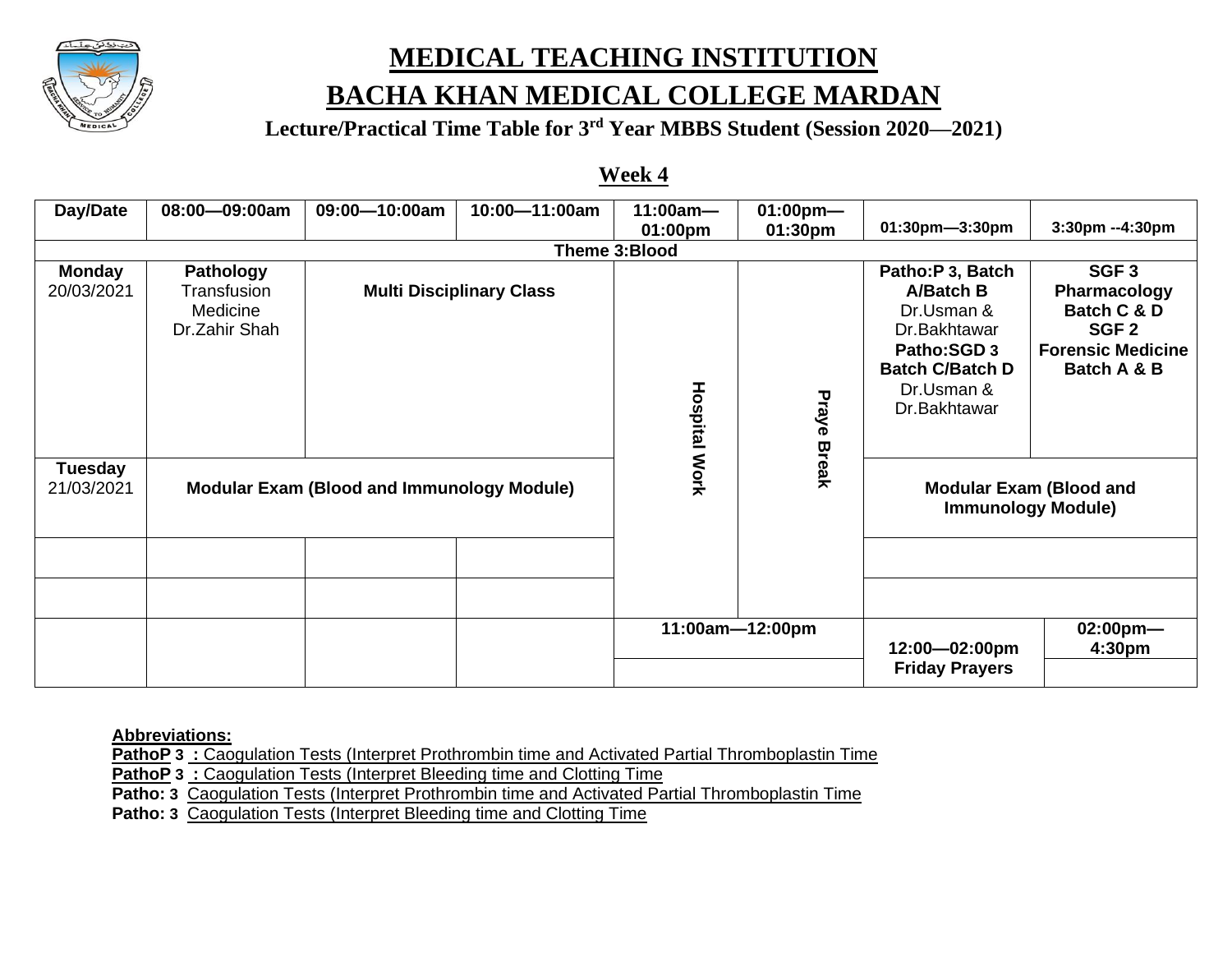# MEDICAL TEACHING INSTITUTION

# BACHA KHAN MEDICAL COLLEGE MARDAN

**Lecture/Practical Time Table for 3rd Year MBBS Student (Session 2020—2021)**

## Week 4

| Day/Date | 08:00—09:00am | 09:00—10:00am | 10:00—11:00am | 11:00am—01:00pm | 01:00pm—01:30pm | 01:30pm—3:30pm | 3:30pm --4:30pm |
|---|---|---|---|---|---|---|---|
| **Theme 3:Blood** | | | | | | | |
| **Monday** 20/03/2021 | **Pathology** Transfusion Medicine Dr.Zahir Shah | **Multi Disciplinary Class** | | **Hospital Work** | **Praye Break** | **Patho:P 3, Batch A/Batch B** Dr.Usman & Dr.Bakhtawar **Patho:SGD 3 Batch C/Batch D** Dr.Usman & Dr.Bakhtawar | **SGF 3 Pharmacology Batch C & D SGF 2 Forensic Medicine Batch A & B** |
| **Tuesday** 21/03/2021 | **Modular Exam (Blood and Immunology Module)** | | | | | **Modular Exam (Blood and Immunology Module)** | |
| | | | | | | | |
| | | | | | | | |
| | | | | **11:00am—12:00pm** | | **12:00—02:00pm Friday Prayers** | **02:00pm—4:30pm** |

**Abbreviations:**

**PathoP 3 :** Caogulation Tests (Interpret Prothrombin time and Activated Partial Thromboplastin Time

**PathoP 3 :** Caogulation Tests (Interpret Bleeding time and Clotting Time

**Patho: 3** Caogulation Tests (Interpret Prothrombin time and Activated Partial Thromboplastin Time

**Patho: 3** Caogulation Tests (Interpret Bleeding time and Clotting Time